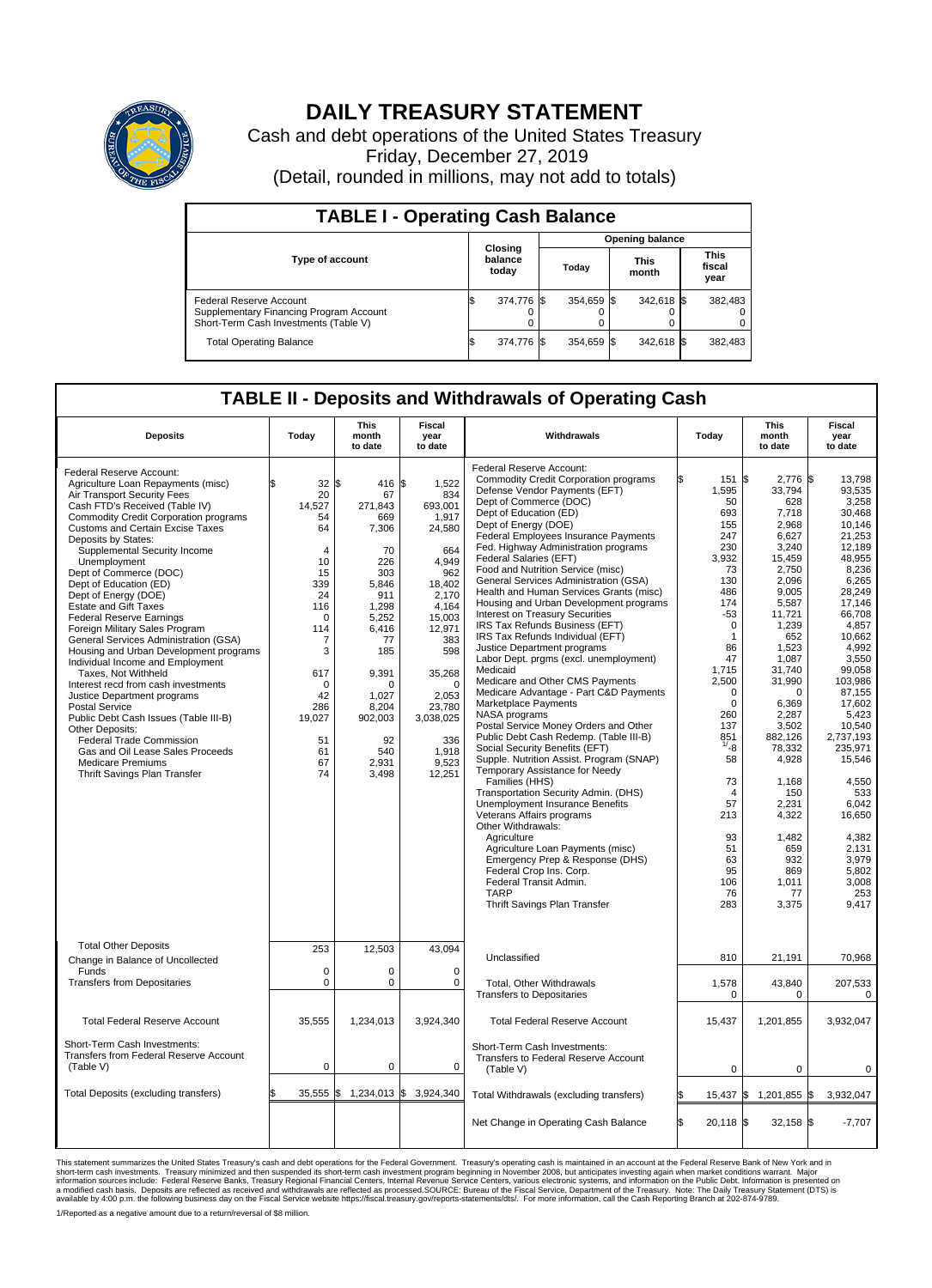# DAILY TREASURY STATEMENT

Cash and debt operations of the United States Treasury
Friday, December 27, 2019
(Detail, rounded in millions, may not add to totals)

## TABLE I - Operating Cash Balance

| Type of account | Closing balance today | Opening balance Today | Opening balance This month | Opening balance This fiscal year |
|---|---|---|---|---|
| Federal Reserve Account | $ 374,776 | $ 354,659 | $ 342,618 | $ 382,483 |
| Supplementary Financing Program Account | 0 | 0 | 0 | 0 |
| Short-Term Cash Investments (Table V) | 0 | 0 | 0 | 0 |
| Total Operating Balance | $ 374,776 | $ 354,659 | $ 342,618 | $ 382,483 |

## TABLE II - Deposits and Withdrawals of Operating Cash

| Deposits | Today | This month to date | Fiscal year to date |
|---|---|---|---|
| Federal Reserve Account: | | | |
| Agriculture Loan Repayments (misc) | $ 32 | $ 416 | $ 1,522 |
| Air Transport Security Fees | 20 | 67 | 834 |
| Cash FTD's Received (Table IV) | 14,527 | 271,843 | 693,001 |
| Commodity Credit Corporation programs | 54 | 669 | 1,917 |
| Customs and Certain Excise Taxes | 64 | 7,306 | 24,580 |
| Deposits by States: | | | |
| Supplemental Security Income | 4 | 70 | 664 |
| Unemployment | 10 | 226 | 4,949 |
| Dept of Commerce (DOC) | 15 | 303 | 962 |
| Dept of Education (ED) | 339 | 5,846 | 18,402 |
| Dept of Energy (DOE) | 24 | 911 | 2,170 |
| Estate and Gift Taxes | 116 | 1,298 | 4,164 |
| Federal Reserve Earnings | 0 | 5,252 | 15,003 |
| Foreign Military Sales Program | 114 | 6,416 | 12,971 |
| General Services Administration (GSA) | 7 | 77 | 383 |
| Housing and Urban Development programs | 3 | 185 | 598 |
| Individual Income and Employment Taxes, Not Withheld | 617 | 9,391 | 35,268 |
| Interest recd from cash investments | 0 | 0 | 0 |
| Justice Department programs | 42 | 1,027 | 2,053 |
| Postal Service | 286 | 8,204 | 23,780 |
| Public Debt Cash Issues (Table III-B) | 19,027 | 902,003 | 3,038,025 |
| Other Deposits: | | | |
| Federal Trade Commission | 51 | 92 | 336 |
| Gas and Oil Lease Sales Proceeds | 61 | 540 | 1,918 |
| Medicare Premiums | 67 | 2,931 | 9,523 |
| Thrift Savings Plan Transfer | 74 | 3,498 | 12,251 |
| Total Other Deposits | 253 | 12,503 | 43,094 |
| Change in Balance of Uncollected Funds | 0 | 0 | 0 |
| Transfers from Depositaries | 0 | 0 | 0 |
| Total Federal Reserve Account | 35,555 | 1,234,013 | 3,924,340 |
| Short-Term Cash Investments: Transfers from Federal Reserve Account (Table V) | 0 | 0 | 0 |
| Total Deposits (excluding transfers) | $ 35,555 | $ 1,234,013 | $ 3,924,340 |

| Withdrawals | Today | This month to date | Fiscal year to date |
|---|---|---|---|
| Federal Reserve Account: | | | |
| Commodity Credit Corporation programs | $ 151 | $ 2,776 | $ 13,798 |
| Defense Vendor Payments (EFT) | 1,595 | 33,794 | 93,535 |
| Dept of Commerce (DOC) | 50 | 628 | 3,258 |
| Dept of Education (ED) | 693 | 7,718 | 30,468 |
| Dept of Energy (DOE) | 155 | 2,968 | 10,146 |
| Federal Employees Insurance Payments | 247 | 6,627 | 21,253 |
| Fed. Highway Administration programs | 230 | 3,240 | 12,189 |
| Federal Salaries (EFT) | 3,932 | 15,459 | 48,955 |
| Food and Nutrition Service (misc) | 73 | 2,750 | 8,236 |
| General Services Administration (GSA) | 130 | 2,096 | 6,265 |
| Health and Human Services Grants (misc) | 486 | 9,005 | 28,249 |
| Housing and Urban Development programs | 174 | 5,587 | 17,146 |
| Interest on Treasury Securities | -53 | 11,721 | 66,708 |
| IRS Tax Refunds Business (EFT) | 0 | 1,239 | 4,857 |
| IRS Tax Refunds Individual (EFT) | 1 | 652 | 10,662 |
| Justice Department programs | 86 | 1,523 | 4,992 |
| Labor Dept. prgms (excl. unemployment) | 47 | 1,087 | 3,550 |
| Medicaid | 1,715 | 31,740 | 99,058 |
| Medicare and Other CMS Payments | 2,500 | 31,990 | 103,986 |
| Medicare Advantage - Part C&D Payments | 0 | 0 | 87,155 |
| Marketplace Payments | 0 | 6,369 | 17,602 |
| NASA programs | 260 | 2,287 | 5,423 |
| Postal Service Money Orders and Other | 137 | 3,502 | 10,540 |
| Public Debt Cash Redemp. (Table III-B) | 851 | 882,126 | 2,737,193 |
| Social Security Benefits (EFT) | 1/ -8 | 78,332 | 235,971 |
| Supple. Nutrition Assist. Program (SNAP) | 58 | 4,928 | 15,546 |
| Temporary Assistance for Needy Families (HHS) | 73 | 1,168 | 4,550 |
| Transportation Security Admin. (DHS) | 4 | 150 | 533 |
| Unemployment Insurance Benefits | 57 | 2,231 | 6,042 |
| Veterans Affairs programs | 213 | 4,322 | 16,650 |
| Other Withdrawals: | | | |
| Agriculture | 93 | 1,482 | 4,382 |
| Agriculture Loan Payments (misc) | 51 | 659 | 2,131 |
| Emergency Prep & Response (DHS) | 63 | 932 | 3,979 |
| Federal Crop Ins. Corp. | 95 | 869 | 5,802 |
| Federal Transit Admin. | 106 | 1,011 | 3,008 |
| TARP | 76 | 77 | 253 |
| Thrift Savings Plan Transfer | 283 | 3,375 | 9,417 |
| Unclassified | 810 | 21,191 | 70,968 |
| Total, Other Withdrawals | 1,578 | 43,840 | 207,533 |
| Transfers to Depositaries | 0 | 0 | 0 |
| Total Federal Reserve Account | 15,437 | 1,201,855 | 3,932,047 |
| Short-Term Cash Investments: Transfers to Federal Reserve Account (Table V) | 0 | 0 | 0 |
| Total Withdrawals (excluding transfers) | $ 15,437 | $ 1,201,855 | $ 3,932,047 |
| Net Change in Operating Cash Balance | $ 20,118 | $ 32,158 | $ -7,707 |

This statement summarizes the United States Treasury's cash and debt operations for the Federal Government. Treasury's operating cash is maintained in an account at the Federal Reserve Bank of New York and in short-term cash investments. Treasury minimized and then suspended its short-term cash investment program beginning in November 2008, but anticipates investing again when market conditions warrant. Major information sources include: Federal Reserve Banks, Treasury Regional Financial Centers, Internal Revenue Service Centers, various electronic systems, and information on the Public Debt. Information is presented on a modified cash basis. Deposits are reflected as received and withdrawals are reflected as processed.SOURCE: Bureau of the Fiscal Service, Department of the Treasury. Note: The Daily Treasury Statement (DTS) is available by 4:00 p.m. the following business day on the Fiscal Service website https://fiscal.treasury.gov/reports-statements/dts/. For more information, call the Cash Reporting Branch at 202-874-9789.

1/Reported as a negative amount due to a return/reversal of $8 million.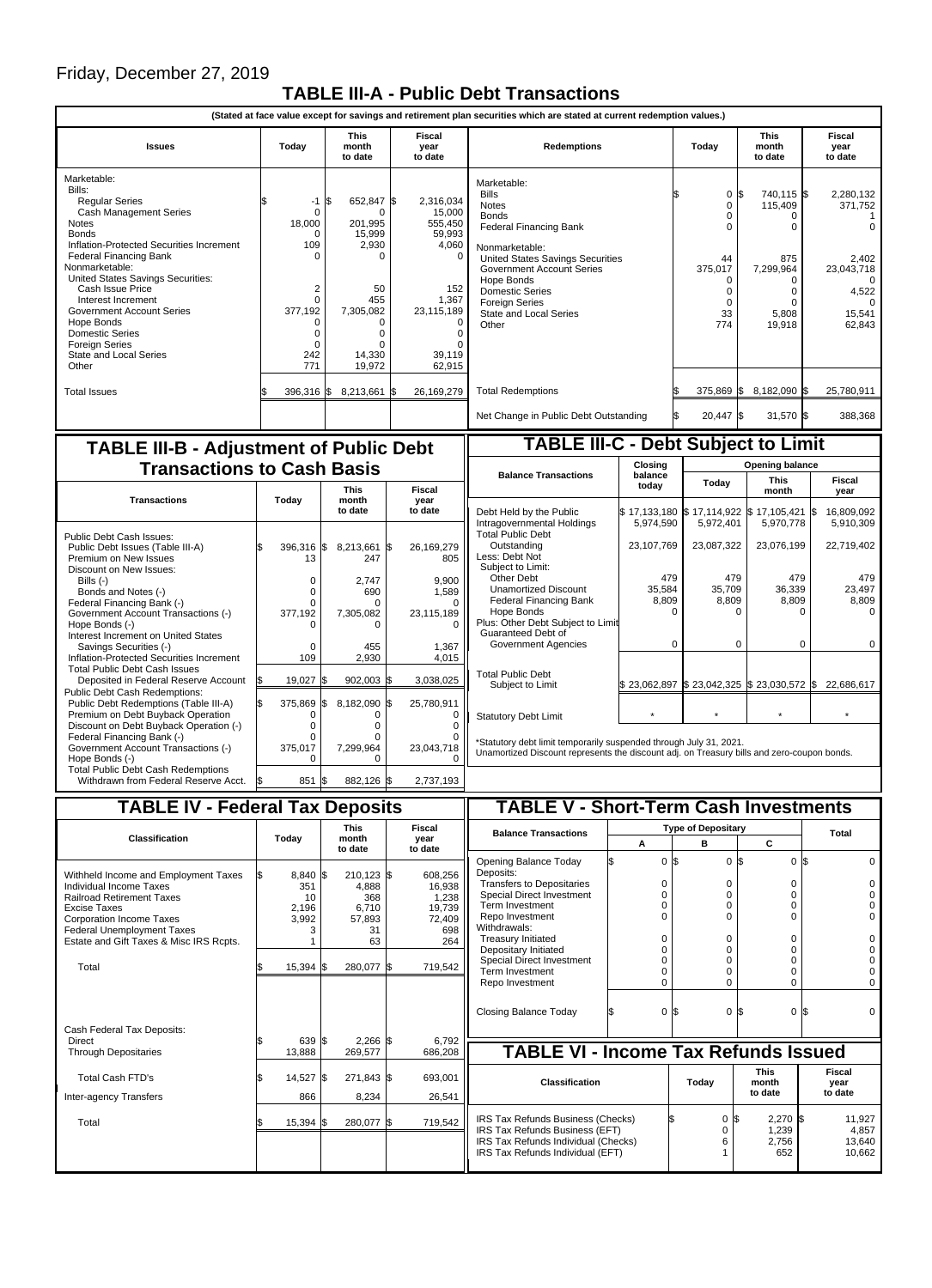Friday, December 27, 2019

# TABLE III-A - Public Debt Transactions

(Stated at face value except for savings and retirement plan securities which are stated at current redemption values.)

| Issues | Today | This month to date | Fiscal year to date |
|---|---|---|---|
| Marketable: | | | |
| Bills: | | | |
| Regular Series | $ -1 | $ 652,847 | $ 2,316,034 |
| Cash Management Series | 0 | 0 | 15,000 |
| Notes | 18,000 | 201,995 | 555,450 |
| Bonds | 0 | 15,999 | 59,993 |
| Inflation-Protected Securities Increment | 109 | 2,930 | 4,060 |
| Federal Financing Bank | 0 | 0 | 0 |
| Nonmarketable: | | | |
| United States Savings Securities: | | | |
| Cash Issue Price | 2 | 50 | 152 |
| Interest Increment | 0 | 455 | 1,367 |
| Government Account Series | 377,192 | 7,305,082 | 23,115,189 |
| Hope Bonds | 0 | 0 | 0 |
| Domestic Series | 0 | 0 | 0 |
| Foreign Series | 0 | 0 | 0 |
| State and Local Series | 242 | 14,330 | 39,119 |
| Other | 771 | 19,972 | 62,915 |
| Total Issues | $ 396,316 | $ 8,213,661 | $ 26,169,279 |

| Redemptions | Today | This month to date | Fiscal year to date |
|---|---|---|---|
| Marketable: | | | |
| Bills | $ 0 | $ 740,115 | $ 2,280,132 |
| Notes | 0 | 115,409 | 371,752 |
| Bonds | 0 | 0 | 1 |
| Federal Financing Bank | 0 | 0 | 0 |
| Nonmarketable: | | | |
| United States Savings Securities | 44 | 875 | 2,402 |
| Government Account Series | 375,017 | 7,299,964 | 23,043,718 |
| Hope Bonds | 0 | 0 | 0 |
| Domestic Series | 0 | 0 | 4,522 |
| Foreign Series | 0 | 0 | 0 |
| State and Local Series | 33 | 5,808 | 15,541 |
| Other | 774 | 19,918 | 62,843 |
| Total Redemptions | $ 375,869 | $ 8,182,090 | $ 25,780,911 |
| Net Change in Public Debt Outstanding | $ 20,447 | $ 31,570 | $ 388,368 |

# TABLE III-B - Adjustment of Public Debt Transactions to Cash Basis

| Transactions | Today | This month to date | Fiscal year to date |
|---|---|---|---|
| Public Debt Cash Issues: | | | |
| Public Debt Issues (Table III-A) | $ 396,316 | $ 8,213,661 | $ 26,169,279 |
| Premium on New Issues | 13 | 247 | 805 |
| Discount on New Issues: | | | |
| Bills (-) | 0 | 2,747 | 9,900 |
| Bonds and Notes (-) | 0 | 690 | 1,589 |
| Federal Financing Bank (-) | 0 | 0 | 0 |
| Government Account Transactions (-) | 377,192 | 7,305,082 | 23,115,189 |
| Hope Bonds (-) | 0 | 0 | 0 |
| Interest Increment on United States Savings Securities (-) | 0 | 455 | 1,367 |
| Inflation-Protected Securities Increment | 109 | 2,930 | 4,015 |
| Total Public Debt Cash Issues Deposited in Federal Reserve Account | $ 19,027 | $ 902,003 | $ 3,038,025 |
| Public Debt Cash Redemptions: | | | |
| Public Debt Redemptions (Table III-A) | $ 375,869 | $ 8,182,090 | $ 25,780,911 |
| Premium on Debt Buyback Operation | 0 | 0 | 0 |
| Discount on Debt Buyback Operation (-) | 0 | 0 | 0 |
| Federal Financing Bank (-) | 0 | 0 | 0 |
| Government Account Transactions (-) | 375,017 | 7,299,964 | 23,043,718 |
| Hope Bonds (-) | 0 | 0 | 0 |
| Total Public Debt Cash Redemptions Withdrawn from Federal Reserve Acct. | $ 851 | $ 882,126 | $ 2,737,193 |

# TABLE III-C - Debt Subject to Limit

| Balance Transactions | Closing balance today | Opening balance Today | Opening balance This month | Opening balance Fiscal year |
|---|---|---|---|---|
| Debt Held by the Public | $ 17,133,180 | $ 17,114,922 | $ 17,105,421 | $ 16,809,092 |
| Intragovernmental Holdings | 5,974,590 | 5,972,401 | 5,970,778 | 5,910,309 |
| Total Public Debt Outstanding | 23,107,769 | 23,087,322 | 23,076,199 | 22,719,402 |
| Less: Debt Not Subject to Limit: | | | | |
| Other Debt | 479 | 479 | 479 | 479 |
| Unamortized Discount | 35,584 | 35,709 | 36,339 | 23,497 |
| Federal Financing Bank | 8,809 | 8,809 | 8,809 | 8,809 |
| Hope Bonds | 0 | 0 | 0 | 0 |
| Plus: Other Debt Subject to Limit | | | | |
| Guaranteed Debt of Government Agencies | 0 | 0 | 0 | 0 |
| Total Public Debt Subject to Limit | $ 23,062,897 | $ 23,042,325 | $ 23,030,572 | $ 22,686,617 |
| Statutory Debt Limit | * | * | * | * |

*Statutory debt limit temporarily suspended through July 31, 2021.
Unamortized Discount represents the discount adj. on Treasury bills and zero-coupon bonds.

# TABLE IV - Federal Tax Deposits

| Classification | Today | This month to date | Fiscal year to date |
|---|---|---|---|
| Withheld Income and Employment Taxes | $ 8,840 | $ 210,123 | $ 608,256 |
| Individual Income Taxes | 351 | 4,888 | 16,938 |
| Railroad Retirement Taxes | 10 | 368 | 1,238 |
| Excise Taxes | 2,196 | 6,710 | 19,739 |
| Corporation Income Taxes | 3,992 | 57,893 | 72,409 |
| Federal Unemployment Taxes | 3 | 31 | 698 |
| Estate and Gift Taxes & Misc IRS Rcpts. | 1 | 63 | 264 |
| Total | $ 15,394 | $ 280,077 | $ 719,542 |
| Cash Federal Tax Deposits: | | | |
| Direct | $ 639 | $ 2,266 | $ 6,792 |
| Through Depositaries | 13,888 | 269,577 | 686,208 |
| Total Cash FTD's | $ 14,527 | $ 271,843 | $ 693,001 |
| Inter-agency Transfers | 866 | 8,234 | 26,541 |
| Total | $ 15,394 | $ 280,077 | $ 719,542 |

# TABLE V - Short-Term Cash Investments

| Balance Transactions | Type of Depositary A | Type of Depositary B | Type of Depositary C | Total |
|---|---|---|---|---|
| Opening Balance Today | $ 0 | $ 0 | $ 0 | $ 0 |
| Deposits: | | | | |
| Transfers to Depositaries | 0 | 0 | 0 | 0 |
| Special Direct Investment | 0 | 0 | 0 | 0 |
| Term Investment | 0 | 0 | 0 | 0 |
| Repo Investment | 0 | 0 | 0 | 0 |
| Withdrawals: | | | | |
| Treasury Initiated | 0 | 0 | 0 | 0 |
| Depositary Initiated | 0 | 0 | 0 | 0 |
| Special Direct Investment | 0 | 0 | 0 | 0 |
| Term Investment | 0 | 0 | 0 | 0 |
| Repo Investment | 0 | 0 | 0 | 0 |
| Closing Balance Today | $ 0 | $ 0 | $ 0 | $ 0 |

# TABLE VI - Income Tax Refunds Issued

| Classification | Today | This month to date | Fiscal year to date |
|---|---|---|---|
| IRS Tax Refunds Business (Checks) | $ 0 | $ 2,270 | $ 11,927 |
| IRS Tax Refunds Business (EFT) | 0 | 1,239 | 4,857 |
| IRS Tax Refunds Individual (Checks) | 6 | 2,756 | 13,640 |
| IRS Tax Refunds Individual (EFT) | 1 | 652 | 10,662 |